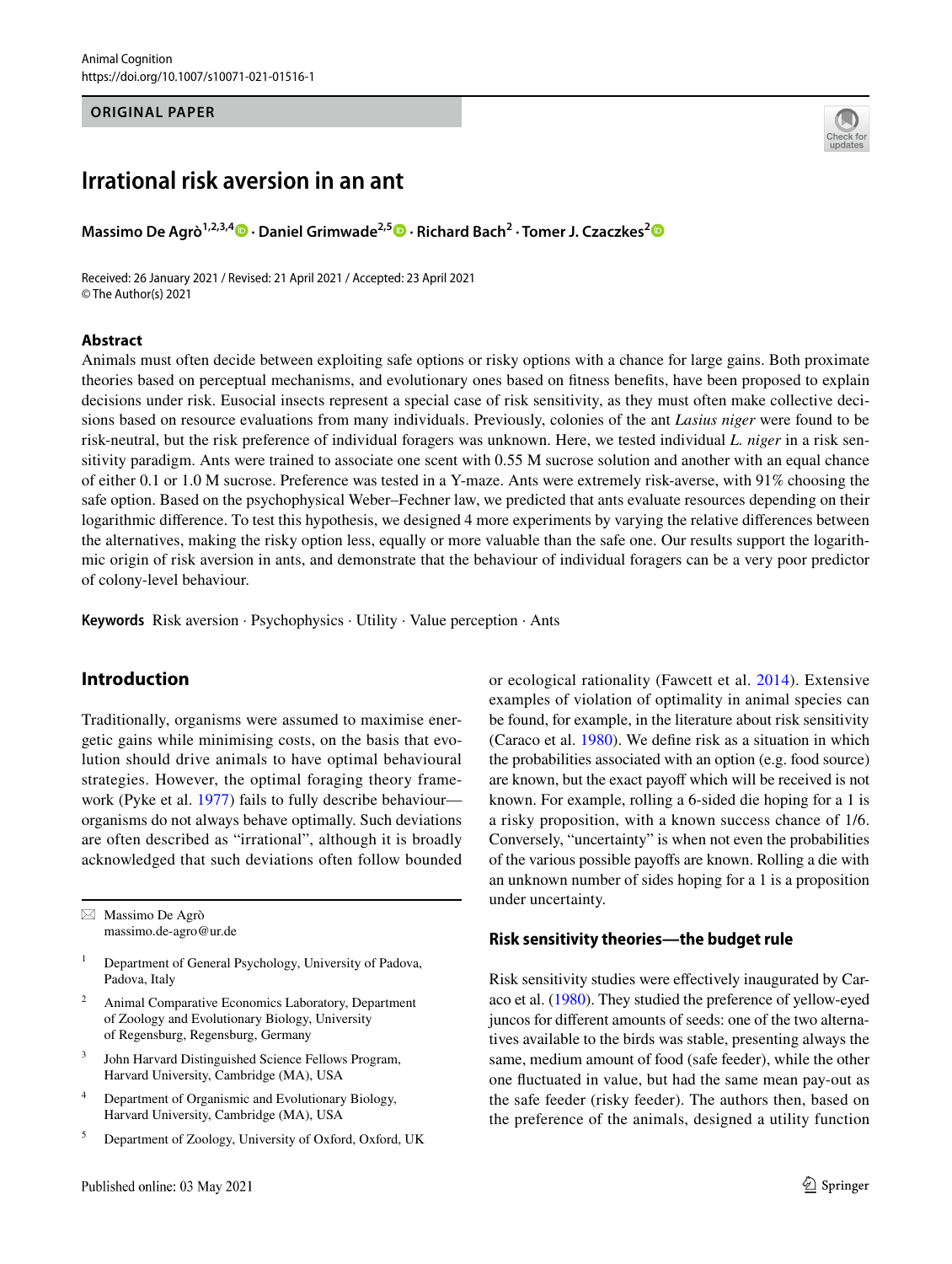ORIGINAL PAPER

# Irrational risk aversion in an ant

**Massimo De Agrò[1,2,3,4] · Daniel Grimwade[2,5] · Richard Bach[2] · Tomer J. Czaczkes[2]**

Received: 26 January 2021 / Revised: 21 April 2021 / Accepted: 23 April 2021
© The Author(s) 2021

## Abstract

Animals must often decide between exploiting safe options or risky options with a chance for large gains. Both proximate theories based on perceptual mechanisms, and evolutionary ones based on fitness benefits, have been proposed to explain decisions under risk. Eusocial insects represent a special case of risk sensitivity, as they must often make collective decisions based on resource evaluations from many individuals. Previously, colonies of the ant *Lasius niger* were found to be risk-neutral, but the risk preference of individual foragers was unknown. Here, we tested individual *L. niger* in a risk sensitivity paradigm. Ants were trained to associate one scent with 0.55 M sucrose solution and another with an equal chance of either 0.1 or 1.0 M sucrose. Preference was tested in a Y-maze. Ants were extremely risk-averse, with 91% choosing the safe option. Based on the psychophysical Weber–Fechner law, we predicted that ants evaluate resources depending on their logarithmic difference. To test this hypothesis, we designed 4 more experiments by varying the relative differences between the alternatives, making the risky option less, equally or more valuable than the safe one. Our results support the logarithmic origin of risk aversion in ants, and demonstrate that the behaviour of individual foragers can be a very poor predictor of colony-level behaviour.

**Keywords** Risk aversion · Psychophysics · Utility · Value perception · Ants

## Introduction

Traditionally, organisms were assumed to maximise energetic gains while minimising costs, on the basis that evolution should drive animals to have optimal behavioural strategies. However, the optimal foraging theory framework (Pyke et al. 1977) fails to fully describe behaviour—organisms do not always behave optimally. Such deviations are often described as "irrational", although it is broadly acknowledged that such deviations often follow bounded or ecological rationality (Fawcett et al. 2014). Extensive examples of violation of optimality in animal species can be found, for example, in the literature about risk sensitivity (Caraco et al. 1980). We define risk as a situation in which the probabilities associated with an option (e.g. food source) are known, but the exact payoff which will be received is not known. For example, rolling a 6-sided die hoping for a 1 is a risky proposition, with a known success chance of 1/6. Conversely, "uncertainty" is when not even the probabilities of the various possible payoffs are known. Rolling a die with an unknown number of sides hoping for a 1 is a proposition under uncertainty.

### Risk sensitivity theories—the budget rule

Risk sensitivity studies were effectively inaugurated by Caraco et al. (1980). They studied the preference of yellow-eyed juncos for different amounts of seeds: one of the two alternatives available to the birds was stable, presenting always the same, medium amount of food (safe feeder), while the other one fluctuated in value, but had the same mean pay-out as the safe feeder (risky feeder). The authors then, based on the preference of the animals, designed a utility function

---

✉ Massimo De Agrò
massimo.de-agro@ur.de

[1] Department of General Psychology, University of Padova, Padova, Italy

[2] Animal Comparative Economics Laboratory, Department of Zoology and Evolutionary Biology, University of Regensburg, Regensburg, Germany

[3] John Harvard Distinguished Science Fellows Program, Harvard University, Cambridge (MA), USA

[4] Department of Organismic and Evolutionary Biology, Harvard University, Cambridge (MA), USA

[5] Department of Zoology, University of Oxford, Oxford, UK

Published online: 03 May 2021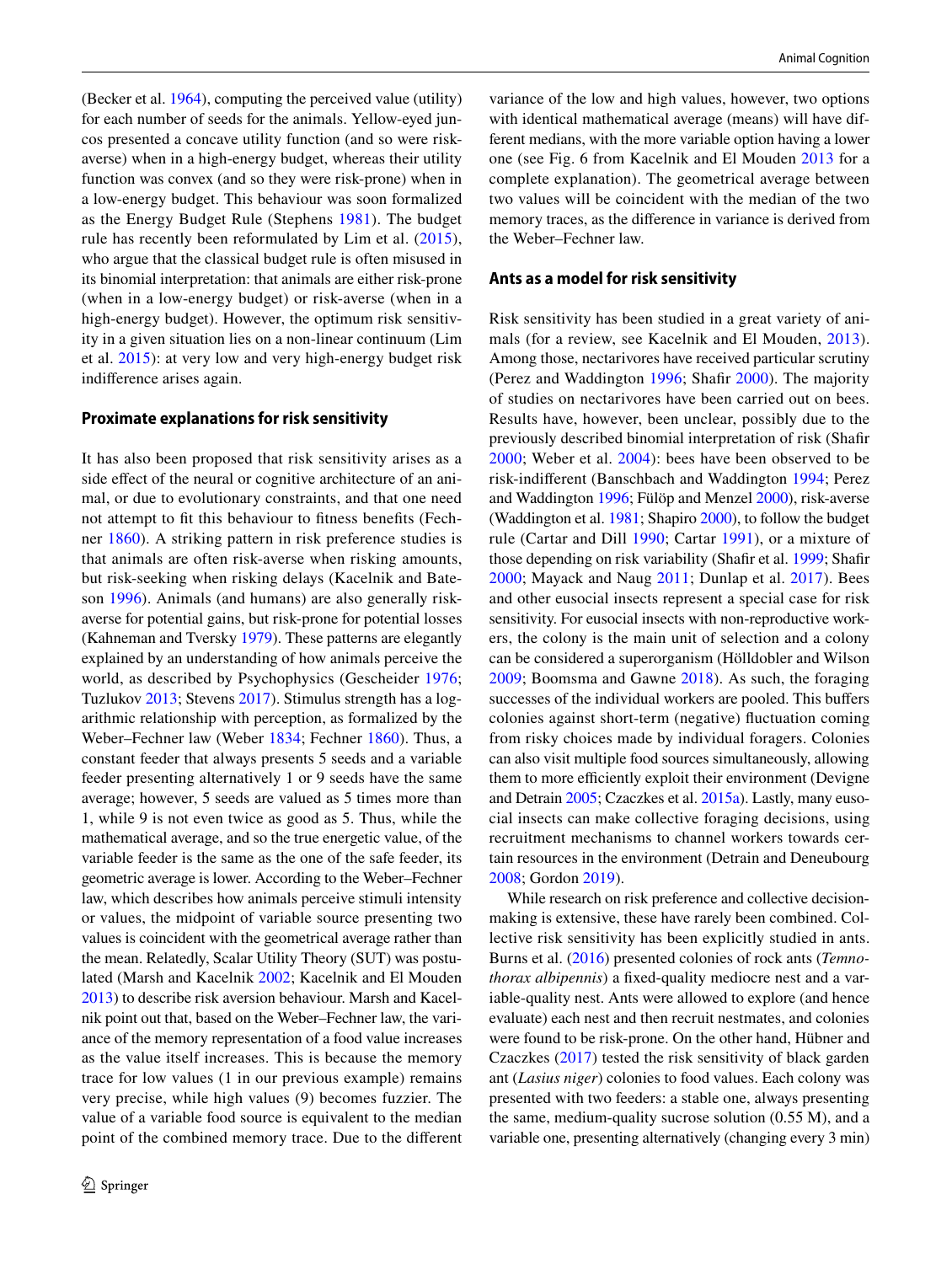(Becker et al. 1964), computing the perceived value (utility) for each number of seeds for the animals. Yellow-eyed juncos presented a concave utility function (and so were risk-averse) when in a high-energy budget, whereas their utility function was convex (and so they were risk-prone) when in a low-energy budget. This behaviour was soon formalized as the Energy Budget Rule (Stephens 1981). The budget rule has recently been reformulated by Lim et al. (2015), who argue that the classical budget rule is often misused in its binomial interpretation: that animals are either risk-prone (when in a low-energy budget) or risk-averse (when in a high-energy budget). However, the optimum risk sensitivity in a given situation lies on a non-linear continuum (Lim et al. 2015): at very low and very high-energy budget risk indifference arises again.

### Proximate explanations for risk sensitivity

It has also been proposed that risk sensitivity arises as a side effect of the neural or cognitive architecture of an animal, or due to evolutionary constraints, and that one need not attempt to fit this behaviour to fitness benefits (Fechner 1860). A striking pattern in risk preference studies is that animals are often risk-averse when risking amounts, but risk-seeking when risking delays (Kacelnik and Bateson 1996). Animals (and humans) are also generally risk-averse for potential gains, but risk-prone for potential losses (Kahneman and Tversky 1979). These patterns are elegantly explained by an understanding of how animals perceive the world, as described by Psychophysics (Gescheider 1976; Tuzlukov 2013; Stevens 2017). Stimulus strength has a logarithmic relationship with perception, as formalized by the Weber–Fechner law (Weber 1834; Fechner 1860). Thus, a constant feeder that always presents 5 seeds and a variable feeder presenting alternatively 1 or 9 seeds have the same average; however, 5 seeds are valued as 5 times more than 1, while 9 is not even twice as good as 5. Thus, while the mathematical average, and so the true energetic value, of the variable feeder is the same as the one of the safe feeder, its geometric average is lower. According to the Weber–Fechner law, which describes how animals perceive stimuli intensity or values, the midpoint of variable source presenting two values is coincident with the geometrical average rather than the mean. Relatedly, Scalar Utility Theory (SUT) was postulated (Marsh and Kacelnik 2002; Kacelnik and El Mouden 2013) to describe risk aversion behaviour. Marsh and Kacelnik point out that, based on the Weber–Fechner law, the variance of the memory representation of a food value increases as the value itself increases. This is because the memory trace for low values (1 in our previous example) remains very precise, while high values (9) becomes fuzzier. The value of a variable food source is equivalent to the median point of the combined memory trace. Due to the different variance of the low and high values, however, two options with identical mathematical average (means) will have different medians, with the more variable option having a lower one (see Fig. 6 from Kacelnik and El Mouden 2013 for a complete explanation). The geometrical average between two values will be coincident with the median of the two memory traces, as the difference in variance is derived from the Weber–Fechner law.

### Ants as a model for risk sensitivity

Risk sensitivity has been studied in a great variety of animals (for a review, see Kacelnik and El Mouden, 2013). Among those, nectarivores have received particular scrutiny (Perez and Waddington 1996; Shafir 2000). The majority of studies on nectarivores have been carried out on bees. Results have, however, been unclear, possibly due to the previously described binomial interpretation of risk (Shafir 2000; Weber et al. 2004): bees have been observed to be risk-indifferent (Banschbach and Waddington 1994; Perez and Waddington 1996; Fülöp and Menzel 2000), risk-averse (Waddington et al. 1981; Shapiro 2000), to follow the budget rule (Cartar and Dill 1990; Cartar 1991), or a mixture of those depending on risk variability (Shafir et al. 1999; Shafir 2000; Mayack and Naug 2011; Dunlap et al. 2017). Bees and other eusocial insects represent a special case for risk sensitivity. For eusocial insects with non-reproductive workers, the colony is the main unit of selection and a colony can be considered a superorganism (Hölldobler and Wilson 2009; Boomsma and Gawne 2018). As such, the foraging successes of the individual workers are pooled. This buffers colonies against short-term (negative) fluctuation coming from risky choices made by individual foragers. Colonies can also visit multiple food sources simultaneously, allowing them to more efficiently exploit their environment (Devigne and Detrain 2005; Czaczkes et al. 2015a). Lastly, many eusocial insects can make collective foraging decisions, using recruitment mechanisms to channel workers towards certain resources in the environment (Detrain and Deneubourg 2008; Gordon 2019).

While research on risk preference and collective decision-making is extensive, these have rarely been combined. Collective risk sensitivity has been explicitly studied in ants. Burns et al. (2016) presented colonies of rock ants (*Temnothorax albipennis*) a fixed-quality mediocre nest and a variable-quality nest. Ants were allowed to explore (and hence evaluate) each nest and then recruit nestmates, and colonies were found to be risk-prone. On the other hand, Hübner and Czaczkes (2017) tested the risk sensitivity of black garden ant (*Lasius niger*) colonies to food values. Each colony was presented with two feeders: a stable one, always presenting the same, medium-quality sucrose solution (0.55 M), and a variable one, presenting alternatively (changing every 3 min)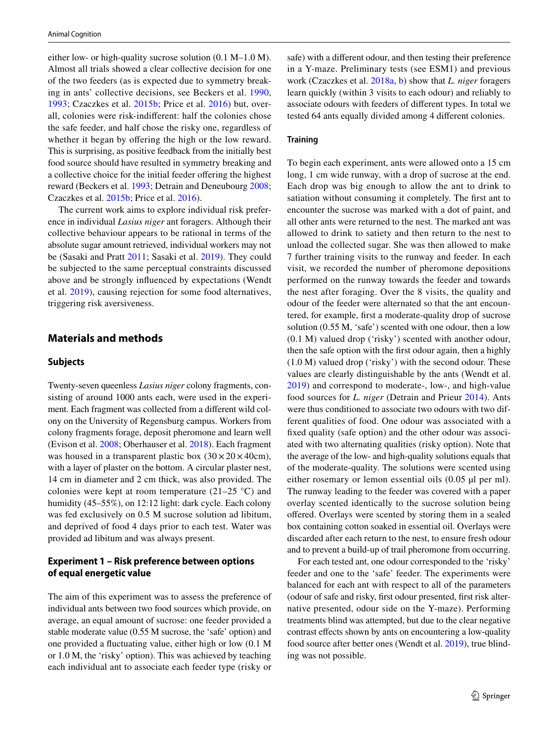either low- or high-quality sucrose solution (0.1 M–1.0 M). Almost all trials showed a clear collective decision for one of the two feeders (as is expected due to symmetry breaking in ants' collective decisions, see Beckers et al. 1990, 1993; Czaczkes et al. 2015b; Price et al. 2016) but, overall, colonies were risk-indifferent: half the colonies chose the safe feeder, and half chose the risky one, regardless of whether it began by offering the high or the low reward. This is surprising, as positive feedback from the initially best food source should have resulted in symmetry breaking and a collective choice for the initial feeder offering the highest reward (Beckers et al. 1993; Detrain and Deneubourg 2008; Czaczkes et al. 2015b; Price et al. 2016).

The current work aims to explore individual risk preference in individual *Lasius niger* ant foragers. Although their collective behaviour appears to be rational in terms of the absolute sugar amount retrieved, individual workers may not be (Sasaki and Pratt 2011; Sasaki et al. 2019). They could be subjected to the same perceptual constraints discussed above and be strongly influenced by expectations (Wendt et al. 2019), causing rejection for some food alternatives, triggering risk aversiveness.

## Materials and methods

### Subjects

Twenty-seven queenless *Lasius niger* colony fragments, consisting of around 1000 ants each, were used in the experiment. Each fragment was collected from a different wild colony on the University of Regensburg campus. Workers from colony fragments forage, deposit pheromone and learn well (Evison et al. 2008; Oberhauser et al. 2018). Each fragment was housed in a transparent plastic box (30 × 20 × 40cm), with a layer of plaster on the bottom. A circular plaster nest, 14 cm in diameter and 2 cm thick, was also provided. The colonies were kept at room temperature (21–25 °C) and humidity (45–55%), on 12:12 light: dark cycle. Each colony was fed exclusively on 0.5 M sucrose solution ad libitum, and deprived of food 4 days prior to each test. Water was provided ad libitum and was always present.

### Experiment 1 – Risk preference between options of equal energetic value

The aim of this experiment was to assess the preference of individual ants between two food sources which provide, on average, an equal amount of sucrose: one feeder provided a stable moderate value (0.55 M sucrose, the 'safe' option) and one provided a fluctuating value, either high or low (0.1 M or 1.0 M, the 'risky' option). This was achieved by teaching each individual ant to associate each feeder type (risky or safe) with a different odour, and then testing their preference in a Y-maze. Preliminary tests (see ESM1) and previous work (Czaczkes et al. 2018a, b) show that *L. niger* foragers learn quickly (within 3 visits to each odour) and reliably to associate odours with feeders of different types. In total we tested 64 ants equally divided among 4 different colonies.

#### Training

To begin each experiment, ants were allowed onto a 15 cm long, 1 cm wide runway, with a drop of sucrose at the end. Each drop was big enough to allow the ant to drink to satiation without consuming it completely. The first ant to encounter the sucrose was marked with a dot of paint, and all other ants were returned to the nest. The marked ant was allowed to drink to satiety and then return to the nest to unload the collected sugar. She was then allowed to make 7 further training visits to the runway and feeder. In each visit, we recorded the number of pheromone depositions performed on the runway towards the feeder and towards the nest after foraging. Over the 8 visits, the quality and odour of the feeder were alternated so that the ant encountered, for example, first a moderate-quality drop of sucrose solution (0.55 M, 'safe') scented with one odour, then a low (0.1 M) valued drop ('risky') scented with another odour, then the safe option with the first odour again, then a highly (1.0 M) valued drop ('risky') with the second odour. These values are clearly distinguishable by the ants (Wendt et al. 2019) and correspond to moderate-, low-, and high-value food sources for *L. niger* (Detrain and Prieur 2014). Ants were thus conditioned to associate two odours with two different qualities of food. One odour was associated with a fixed quality (safe option) and the other odour was associated with two alternating qualities (risky option). Note that the average of the low- and high-quality solutions equals that of the moderate-quality. The solutions were scented using either rosemary or lemon essential oils (0.05 µl per ml). The runway leading to the feeder was covered with a paper overlay scented identically to the sucrose solution being offered. Overlays were scented by storing them in a sealed box containing cotton soaked in essential oil. Overlays were discarded after each return to the nest, to ensure fresh odour and to prevent a build-up of trail pheromone from occurring.

For each tested ant, one odour corresponded to the 'risky' feeder and one to the 'safe' feeder. The experiments were balanced for each ant with respect to all of the parameters (odour of safe and risky, first odour presented, first risk alternative presented, odour side on the Y-maze). Performing treatments blind was attempted, but due to the clear negative contrast effects shown by ants on encountering a low-quality food source after better ones (Wendt et al. 2019), true blinding was not possible.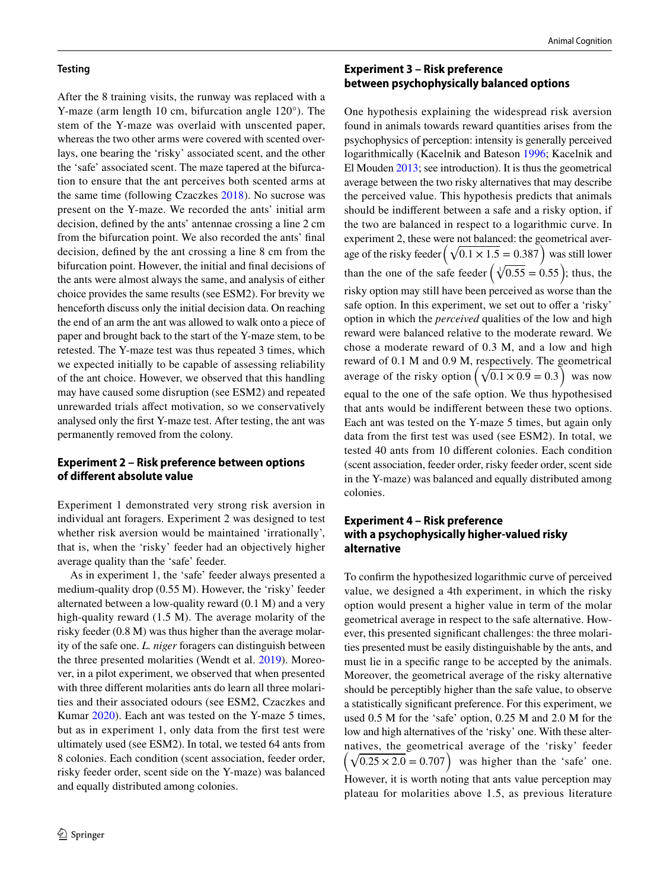### Testing

After the 8 training visits, the runway was replaced with a Y-maze (arm length 10 cm, bifurcation angle 120°). The stem of the Y-maze was overlaid with unscented paper, whereas the two other arms were covered with scented overlays, one bearing the 'risky' associated scent, and the other the 'safe' associated scent. The maze tapered at the bifurcation to ensure that the ant perceives both scented arms at the same time (following Czaczkes 2018). No sucrose was present on the Y-maze. We recorded the ants' initial arm decision, defined by the ants' antennae crossing a line 2 cm from the bifurcation point. We also recorded the ants' final decision, defined by the ant crossing a line 8 cm from the bifurcation point. However, the initial and final decisions of the ants were almost always the same, and analysis of either choice provides the same results (see ESM2). For brevity we henceforth discuss only the initial decision data. On reaching the end of an arm the ant was allowed to walk onto a piece of paper and brought back to the start of the Y-maze stem, to be retested. The Y-maze test was thus repeated 3 times, which we expected initially to be capable of assessing reliability of the ant choice. However, we observed that this handling may have caused some disruption (see ESM2) and repeated unrewarded trials affect motivation, so we conservatively analysed only the first Y-maze test. After testing, the ant was permanently removed from the colony.

## Experiment 2 – Risk preference between options of different absolute value

Experiment 1 demonstrated very strong risk aversion in individual ant foragers. Experiment 2 was designed to test whether risk aversion would be maintained 'irrationally', that is, when the 'risky' feeder had an objectively higher average quality than the 'safe' feeder.

As in experiment 1, the 'safe' feeder always presented a medium-quality drop (0.55 M). However, the 'risky' feeder alternated between a low-quality reward (0.1 M) and a very high-quality reward (1.5 M). The average molarity of the risky feeder (0.8 M) was thus higher than the average molarity of the safe one. *L. niger* foragers can distinguish between the three presented molarities (Wendt et al. 2019). Moreover, in a pilot experiment, we observed that when presented with three different molarities ants do learn all three molarities and their associated odours (see ESM2, Czaczkes and Kumar 2020). Each ant was tested on the Y-maze 5 times, but as in experiment 1, only data from the first test were ultimately used (see ESM2). In total, we tested 64 ants from 8 colonies. Each condition (scent association, feeder order, risky feeder order, scent side on the Y-maze) was balanced and equally distributed among colonies.

## Experiment 3 – Risk preference between psychophysically balanced options

One hypothesis explaining the widespread risk aversion found in animals towards reward quantities arises from the psychophysics of perception: intensity is generally perceived logarithmically (Kacelnik and Bateson 1996; Kacelnik and El Mouden 2013; see introduction). It is thus the geometrical average between the two risky alternatives that may describe the perceived value. This hypothesis predicts that animals should be indifferent between a safe and a risky option, if the two are balanced in respect to a logarithmic curve. In experiment 2, these were not balanced: the geometrical average of the risky feeder $\left(\sqrt{0.1 \times 1.5} = 0.387\right)$ was still lower than the one of the safe feeder $\left(\sqrt[1]{0.55} = 0.55\right)$; thus, the risky option may still have been perceived as worse than the safe option. In this experiment, we set out to offer a 'risky' option in which the *perceived* qualities of the low and high reward were balanced relative to the moderate reward. We chose a moderate reward of 0.3 M, and a low and high reward of 0.1 M and 0.9 M, respectively. The geometrical average of the risky option $\left(\sqrt{0.1 \times 0.9} = 0.3\right)$ was now equal to the one of the safe option. We thus hypothesised that ants would be indifferent between these two options. Each ant was tested on the Y-maze 5 times, but again only data from the first test was used (see ESM2). In total, we tested 40 ants from 10 different colonies. Each condition (scent association, feeder order, risky feeder order, scent side in the Y-maze) was balanced and equally distributed among colonies.

## Experiment 4 – Risk preference with a psychophysically higher-valued risky alternative

To confirm the hypothesized logarithmic curve of perceived value, we designed a 4th experiment, in which the risky option would present a higher value in term of the molar geometrical average in respect to the safe alternative. However, this presented significant challenges: the three molarities presented must be easily distinguishable by the ants, and must lie in a specific range to be accepted by the animals. Moreover, the geometrical average of the risky alternative should be perceptibly higher than the safe value, to observe a statistically significant preference. For this experiment, we used 0.5 M for the 'safe' option, 0.25 M and 2.0 M for the low and high alternatives of the 'risky' one. With these alternatives, the geometrical average of the 'risky' feeder $\left(\sqrt{0.25 \times 2.0} = 0.707\right)$ was higher than the 'safe' one. However, it is worth noting that ants value perception may plateau for molarities above 1.5, as previous literature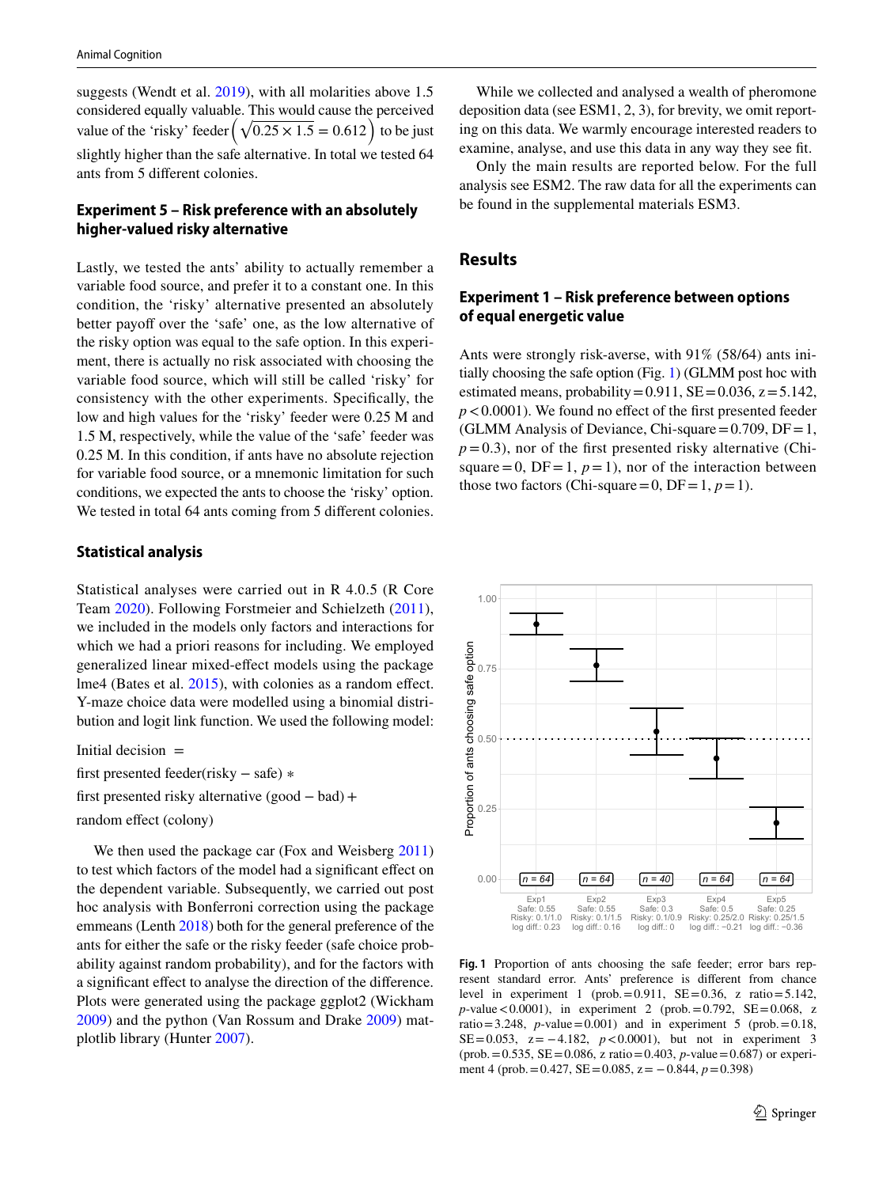suggests (Wendt et al. 2019), with all molarities above 1.5 considered equally valuable. This would cause the perceived value of the 'risky' feeder $\left(\sqrt{0.25 \times 1.5} = 0.612\right)$ to be just slightly higher than the safe alternative. In total we tested 64 ants from 5 different colonies.

### Experiment 5 – Risk preference with an absolutely higher-valued risky alternative

Lastly, we tested the ants' ability to actually remember a variable food source, and prefer it to a constant one. In this condition, the 'risky' alternative presented an absolutely better payoff over the 'safe' one, as the low alternative of the risky option was equal to the safe option. In this experiment, there is actually no risk associated with choosing the variable food source, which will still be called 'risky' for consistency with the other experiments. Specifically, the low and high values for the 'risky' feeder were 0.25 M and 1.5 M, respectively, while the value of the 'safe' feeder was 0.25 M. In this condition, if ants have no absolute rejection for variable food source, or a mnemonic limitation for such conditions, we expected the ants to choose the 'risky' option. We tested in total 64 ants coming from 5 different colonies.

### Statistical analysis

Statistical analyses were carried out in R 4.0.5 (R Core Team 2020). Following Forstmeier and Schielzeth (2011), we included in the models only factors and interactions for which we had a priori reasons for including. We employed generalized linear mixed-effect models using the package lme4 (Bates et al. 2015), with colonies as a random effect. Y-maze choice data were modelled using a binomial distribution and logit link function. We used the following model:

Initial decision =

first presented feeder(risky − safe) *

first presented risky alternative (good − bad) +

random effect (colony)

We then used the package car (Fox and Weisberg 2011) to test which factors of the model had a significant effect on the dependent variable. Subsequently, we carried out post hoc analysis with Bonferroni correction using the package emmeans (Lenth 2018) both for the general preference of the ants for either the safe or the risky feeder (safe choice probability against random probability), and for the factors with a significant effect to analyse the direction of the difference. Plots were generated using the package ggplot2 (Wickham 2009) and the python (Van Rossum and Drake 2009) matplotlib library (Hunter 2007).

While we collected and analysed a wealth of pheromone deposition data (see ESM1, 2, 3), for brevity, we omit reporting on this data. We warmly encourage interested readers to examine, analyse, and use this data in any way they see fit.

Only the main results are reported below. For the full analysis see ESM2. The raw data for all the experiments can be found in the supplemental materials ESM3.

## Results

### Experiment 1 – Risk preference between options of equal energetic value

Ants were strongly risk-averse, with 91% (58/64) ants initially choosing the safe option (Fig. 1) (GLMM post hoc with estimated means, probability = 0.911, SE = 0.036, z = 5.142, $p < 0.0001$). We found no effect of the first presented feeder (GLMM Analysis of Deviance, Chi-square = 0.709, DF = 1, $p = 0.3$), nor of the first presented risky alternative (Chi-square = 0, DF = 1, $p = 1$), nor of the interaction between those two factors (Chi-square = 0, DF = 1, $p = 1$).

**Fig. 1** Proportion of ants choosing the safe feeder; error bars represent standard error. Ants' preference is different from chance level in experiment 1 (prob. = 0.911, SE = 0.36, z ratio = 5.142, $p$-value < 0.0001), in experiment 2 (prob. = 0.792, SE = 0.068, z ratio = 3.248, $p$-value = 0.001) and in experiment 5 (prob. = 0.18, SE = 0.053, z = −4.182, $p < 0.0001$), but not in experiment 3 (prob. = 0.535, SE = 0.086, z ratio = 0.403, $p$-value = 0.687) or experiment 4 (prob. = 0.427, SE = 0.085, z = −0.844, $p = 0.398$)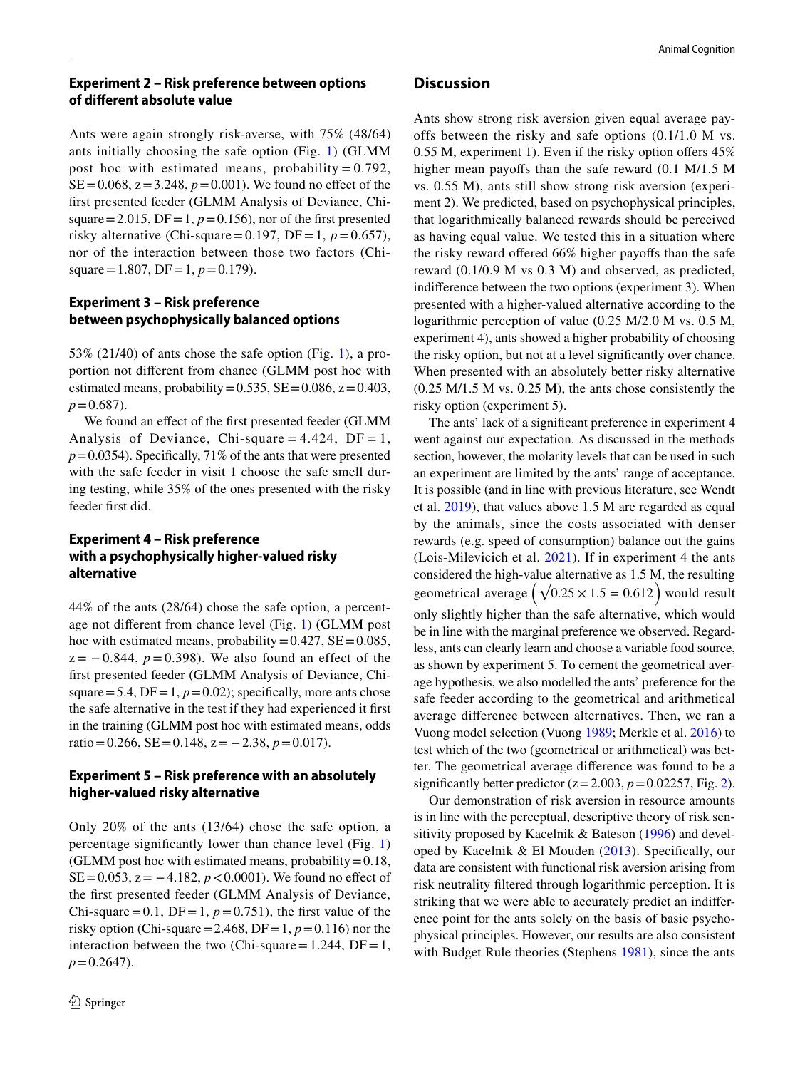### Experiment 2 – Risk preference between options of different absolute value

Ants were again strongly risk-averse, with 75% (48/64) ants initially choosing the safe option (Fig. 1) (GLMM post hoc with estimated means, probability = 0.792, SE = 0.068, z = 3.248, $p = 0.001$). We found no effect of the first presented feeder (GLMM Analysis of Deviance, Chi-square = 2.015, DF = 1, $p = 0.156$), nor of the first presented risky alternative (Chi-square = 0.197, DF = 1, $p = 0.657$), nor of the interaction between those two factors (Chi-square = 1.807, DF = 1, $p = 0.179$).

### Experiment 3 – Risk preference between psychophysically balanced options

53% (21/40) of ants chose the safe option (Fig. 1), a proportion not different from chance (GLMM post hoc with estimated means, probability = 0.535, SE = 0.086, z = 0.403, $p = 0.687$).

We found an effect of the first presented feeder (GLMM Analysis of Deviance, Chi-square = 4.424, DF = 1, $p = 0.0354$). Specifically, 71% of the ants that were presented with the safe feeder in visit 1 choose the safe smell during testing, while 35% of the ones presented with the risky feeder first did.

### Experiment 4 – Risk preference with a psychophysically higher-valued risky alternative

44% of the ants (28/64) chose the safe option, a percentage not different from chance level (Fig. 1) (GLMM post hoc with estimated means, probability = 0.427, SE = 0.085, z = −0.844, $p = 0.398$). We also found an effect of the first presented feeder (GLMM Analysis of Deviance, Chi-square = 5.4, DF = 1, $p = 0.02$); specifically, more ants chose the safe alternative in the test if they had experienced it first in the training (GLMM post hoc with estimated means, odds ratio = 0.266, SE = 0.148, z = −2.38, $p = 0.017$).

### Experiment 5 – Risk preference with an absolutely higher-valued risky alternative

Only 20% of the ants (13/64) chose the safe option, a percentage significantly lower than chance level (Fig. 1) (GLMM post hoc with estimated means, probability = 0.18, SE = 0.053, z = −4.182, $p < 0.0001$). We found no effect of the first presented feeder (GLMM Analysis of Deviance, Chi-square = 0.1, DF = 1, $p = 0.751$), the first value of the risky option (Chi-square = 2.468, DF = 1, $p = 0.116$) nor the interaction between the two (Chi-square = 1.244, DF = 1, $p = 0.2647$).

## Discussion

Ants show strong risk aversion given equal average payoffs between the risky and safe options (0.1/1.0 M vs. 0.55 M, experiment 1). Even if the risky option offers 45% higher mean payoffs than the safe reward (0.1 M/1.5 M vs. 0.55 M), ants still show strong risk aversion (experiment 2). We predicted, based on psychophysical principles, that logarithmically balanced rewards should be perceived as having equal value. We tested this in a situation where the risky reward offered 66% higher payoffs than the safe reward (0.1/0.9 M vs 0.3 M) and observed, as predicted, indifference between the two options (experiment 3). When presented with a higher-valued alternative according to the logarithmic perception of value (0.25 M/2.0 M vs. 0.5 M, experiment 4), ants showed a higher probability of choosing the risky option, but not at a level significantly over chance. When presented with an absolutely better risky alternative (0.25 M/1.5 M vs. 0.25 M), the ants chose consistently the risky option (experiment 5).

The ants' lack of a significant preference in experiment 4 went against our expectation. As discussed in the methods section, however, the molarity levels that can be used in such an experiment are limited by the ants' range of acceptance. It is possible (and in line with previous literature, see Wendt et al. 2019), that values above 1.5 M are regarded as equal by the animals, since the costs associated with denser rewards (e.g. speed of consumption) balance out the gains (Lois-Milevicich et al. 2021). If in experiment 4 the ants considered the high-value alternative as 1.5 M, the resulting geometrical average $\left(\sqrt{0.25 \times 1.5} = 0.612\right)$ would result only slightly higher than the safe alternative, which would be in line with the marginal preference we observed. Regardless, ants can clearly learn and choose a variable food source, as shown by experiment 5. To cement the geometrical average hypothesis, we also modelled the ants' preference for the safe feeder according to the geometrical and arithmetical average difference between alternatives. Then, we ran a Vuong model selection (Vuong 1989; Merkle et al. 2016) to test which of the two (geometrical or arithmetical) was better. The geometrical average difference was found to be a significantly better predictor (z = 2.003, $p = 0.02257$, Fig. 2).

Our demonstration of risk aversion in resource amounts is in line with the perceptual, descriptive theory of risk sensitivity proposed by Kacelnik & Bateson (1996) and developed by Kacelnik & El Mouden (2013). Specifically, our data are consistent with functional risk aversion arising from risk neutrality filtered through logarithmic perception. It is striking that we were able to accurately predict an indifference point for the ants solely on the basis of basic psychophysical principles. However, our results are also consistent with Budget Rule theories (Stephens 1981), since the ants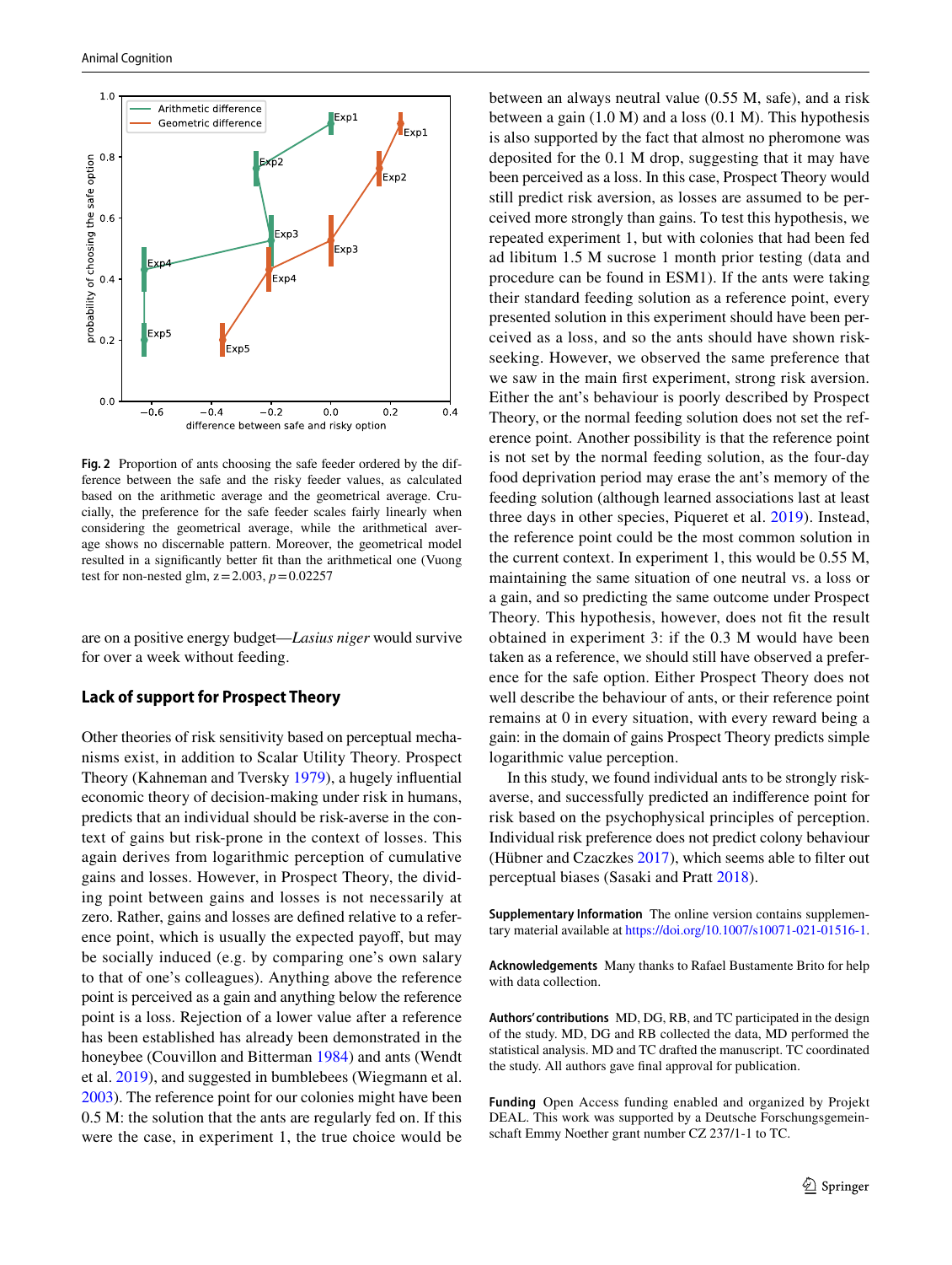**Fig. 2** Proportion of ants choosing the safe feeder ordered by the difference between the safe and the risky feeder values, as calculated based on the arithmetic average and the geometrical average. Crucially, the preference for the safe feeder scales fairly linearly when considering the geometrical average, while the arithmetical average shows no discernable pattern. Moreover, the geometrical model resulted in a significantly better fit than the arithmetical one (Vuong test for non-nested glm, $z = 2.003$, $p = 0.02257$

are on a positive energy budget—*Lasius niger* would survive for over a week without feeding.

## Lack of support for Prospect Theory

Other theories of risk sensitivity based on perceptual mechanisms exist, in addition to Scalar Utility Theory. Prospect Theory (Kahneman and Tversky 1979), a hugely influential economic theory of decision-making under risk in humans, predicts that an individual should be risk-averse in the context of gains but risk-prone in the context of losses. This again derives from logarithmic perception of cumulative gains and losses. However, in Prospect Theory, the dividing point between gains and losses is not necessarily at zero. Rather, gains and losses are defined relative to a reference point, which is usually the expected payoff, but may be socially induced (e.g. by comparing one's own salary to that of one's colleagues). Anything above the reference point is perceived as a gain and anything below the reference point is a loss. Rejection of a lower value after a reference has been established has already been demonstrated in the honeybee (Couvillon and Bitterman 1984) and ants (Wendt et al. 2019), and suggested in bumblebees (Wiegmann et al. 2003). The reference point for our colonies might have been 0.5 M: the solution that the ants are regularly fed on. If this were the case, in experiment 1, the true choice would be between an always neutral value (0.55 M, safe), and a risk between a gain (1.0 M) and a loss (0.1 M). This hypothesis is also supported by the fact that almost no pheromone was deposited for the 0.1 M drop, suggesting that it may have been perceived as a loss. In this case, Prospect Theory would still predict risk aversion, as losses are assumed to be perceived more strongly than gains. To test this hypothesis, we repeated experiment 1, but with colonies that had been fed ad libitum 1.5 M sucrose 1 month prior testing (data and procedure can be found in ESM1). If the ants were taking their standard feeding solution as a reference point, every presented solution in this experiment should have been perceived as a loss, and so the ants should have shown risk-seeking. However, we observed the same preference that we saw in the main first experiment, strong risk aversion. Either the ant's behaviour is poorly described by Prospect Theory, or the normal feeding solution does not set the reference point. Another possibility is that the reference point is not set by the normal feeding solution, as the four-day food deprivation period may erase the ant's memory of the feeding solution (although learned associations last at least three days in other species, Piqueret et al. 2019). Instead, the reference point could be the most common solution in the current context. In experiment 1, this would be 0.55 M, maintaining the same situation of one neutral vs. a loss or a gain, and so predicting the same outcome under Prospect Theory. This hypothesis, however, does not fit the result obtained in experiment 3: if the 0.3 M would have been taken as a reference, we should still have observed a preference for the safe option. Either Prospect Theory does not well describe the behaviour of ants, or their reference point remains at 0 in every situation, with every reward being a gain: in the domain of gains Prospect Theory predicts simple logarithmic value perception.

In this study, we found individual ants to be strongly risk-averse, and successfully predicted an indifference point for risk based on the psychophysical principles of perception. Individual risk preference does not predict colony behaviour (Hübner and Czaczkes 2017), which seems able to filter out perceptual biases (Sasaki and Pratt 2018).

**Supplementary Information** The online version contains supplementary material available at https://doi.org/10.1007/s10071-021-01516-1.

**Acknowledgements** Many thanks to Rafael Bustamente Brito for help with data collection.

**Authors' contributions** MD, DG, RB, and TC participated in the design of the study. MD, DG and RB collected the data, MD performed the statistical analysis. MD and TC drafted the manuscript. TC coordinated the study. All authors gave final approval for publication.

**Funding** Open Access funding enabled and organized by Projekt DEAL. This work was supported by a Deutsche Forschungsgemeinschaft Emmy Noether grant number CZ 237/1-1 to TC.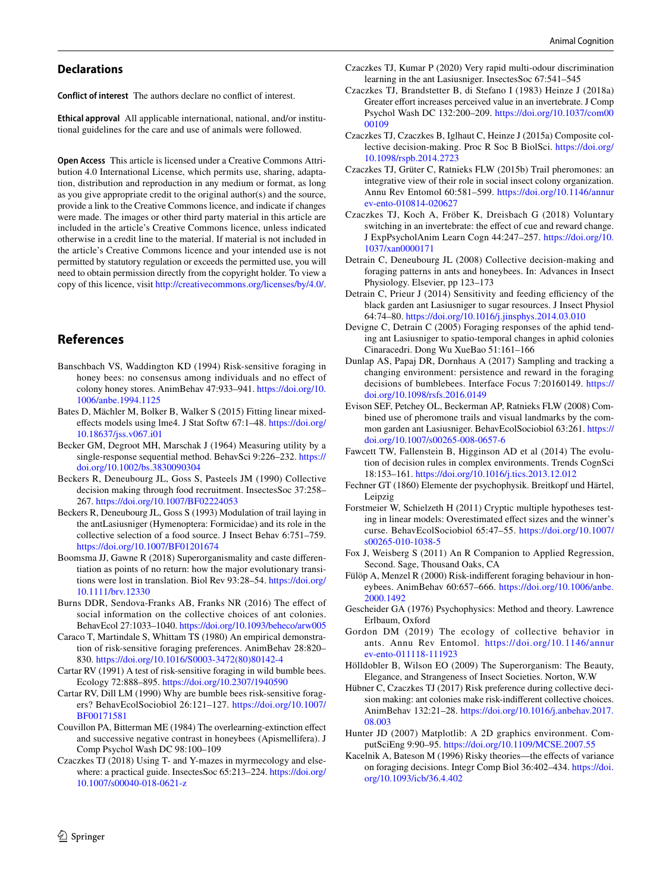## Declarations

**Conflict of interest** The authors declare no conflict of interest.

**Ethical approval** All applicable international, national, and/or institutional guidelines for the care and use of animals were followed.

**Open Access** This article is licensed under a Creative Commons Attribution 4.0 International License, which permits use, sharing, adaptation, distribution and reproduction in any medium or format, as long as you give appropriate credit to the original author(s) and the source, provide a link to the Creative Commons licence, and indicate if changes were made. The images or other third party material in this article are included in the article's Creative Commons licence, unless indicated otherwise in a credit line to the material. If material is not included in the article's Creative Commons licence and your intended use is not permitted by statutory regulation or exceeds the permitted use, you will need to obtain permission directly from the copyright holder. To view a copy of this licence, visit http://creativecommons.org/licenses/by/4.0/.

## References

Banschbach VS, Waddington KD (1994) Risk-sensitive foraging in honey bees: no consensus among individuals and no effect of colony honey stores. AnimBehav 47:933–941. https://doi.org/10.1006/anbe.1994.1125

Bates D, Mächler M, Bolker B, Walker S (2015) Fitting linear mixed-effects models using lme4. J Stat Softw 67:1–48. https://doi.org/10.18637/jss.v067.i01

Becker GM, Degroot MH, Marschak J (1964) Measuring utility by a single-response sequential method. BehavSci 9:226–232. https://doi.org/10.1002/bs.3830090304

Beckers R, Deneubourg JL, Goss S, Pasteels JM (1990) Collective decision making through food recruitment. InsectesSoc 37:258–267. https://doi.org/10.1007/BF02224053

Beckers R, Deneubourg JL, Goss S (1993) Modulation of trail laying in the antLasiusniger (Hymenoptera: Formicidae) and its role in the collective selection of a food source. J Insect Behav 6:751–759. https://doi.org/10.1007/BF01201674

Boomsma JJ, Gawne R (2018) Superorganismality and caste differentiation as points of no return: how the major evolutionary transitions were lost in translation. Biol Rev 93:28–54. https://doi.org/10.1111/brv.12330

Burns DDR, Sendova-Franks AB, Franks NR (2016) The effect of social information on the collective choices of ant colonies. BehavEcol 27:1033–1040. https://doi.org/10.1093/beheco/arw005

Caraco T, Martindale S, Whittam TS (1980) An empirical demonstration of risk-sensitive foraging preferences. AnimBehav 28:820–830. https://doi.org/10.1016/S0003-3472(80)80142-4

Cartar RV (1991) A test of risk-sensitive foraging in wild bumble bees. Ecology 72:888–895. https://doi.org/10.2307/1940590

Cartar RV, Dill LM (1990) Why are bumble bees risk-sensitive foragers? BehavEcolSociobiol 26:121–127. https://doi.org/10.1007/BF00171581

Couvillon PA, Bitterman ME (1984) The overlearning-extinction effect and successive negative contrast in honeybees (Apismellifera). J Comp Psychol Wash DC 98:100–109

Czaczkes TJ (2018) Using T- and Y-mazes in myrmecology and elsewhere: a practical guide. InsectesSoc 65:213–224. https://doi.org/10.1007/s00040-018-0621-z

Czaczkes TJ, Kumar P (2020) Very rapid multi-odour discrimination learning in the ant Lasiusniger. InsectesSoc 67:541–545

Czaczkes TJ, Brandstetter B, di Stefano I (1983) Heinze J (2018a) Greater effort increases perceived value in an invertebrate. J Comp Psychol Wash DC 132:200–209. https://doi.org/10.1037/com0000109

Czaczkes TJ, Czaczkes B, Iglhaut C, Heinze J (2015a) Composite collective decision-making. Proc R Soc B BiolSci. https://doi.org/10.1098/rspb.2014.2723

Czaczkes TJ, Grüter C, Ratnieks FLW (2015b) Trail pheromones: an integrative view of their role in social insect colony organization. Annu Rev Entomol 60:581–599. https://doi.org/10.1146/annurev-ento-010814-020627

Czaczkes TJ, Koch A, Fröber K, Dreisbach G (2018) Voluntary switching in an invertebrate: the effect of cue and reward change. J ExpPsycholAnim Learn Cogn 44:247–257. https://doi.org/10.1037/xan0000171

Detrain C, Deneubourg JL (2008) Collective decision-making and foraging patterns in ants and honeybees. In: Advances in Insect Physiology. Elsevier, pp 123–173

Detrain C, Prieur J (2014) Sensitivity and feeding efficiency of the black garden ant Lasiusniger to sugar resources. J Insect Physiol 64:74–80. https://doi.org/10.1016/j.jinsphys.2014.03.010

Devigne C, Detrain C (2005) Foraging responses of the aphid tending ant Lasiusniger to spatio-temporal changes in aphid colonies Cinaracedri. Dong Wu XueBao 51:161–166

Dunlap AS, Papaj DR, Dornhaus A (2017) Sampling and tracking a changing environment: persistence and reward in the foraging decisions of bumblebees. Interface Focus 7:20160149. https://doi.org/10.1098/rsfs.2016.0149

Evison SEF, Petchey OL, Beckerman AP, Ratnieks FLW (2008) Combined use of pheromone trails and visual landmarks by the common garden ant Lasiusniger. BehavEcolSociobiol 63:261. https://doi.org/10.1007/s00265-008-0657-6

Fawcett TW, Fallenstein B, Higginson AD et al (2014) The evolution of decision rules in complex environments. Trends CognSci 18:153–161. https://doi.org/10.1016/j.tics.2013.12.012

Fechner GT (1860) Elemente der psychophysik. Breitkopf und Härtel, Leipzig

Forstmeier W, Schielzeth H (2011) Cryptic multiple hypotheses testing in linear models: Overestimated effect sizes and the winner's curse. BehavEcolSociobiol 65:47–55. https://doi.org/10.1007/s00265-010-1038-5

Fox J, Weisberg S (2011) An R Companion to Applied Regression, Second. Sage, Thousand Oaks, CA

Fülöp A, Menzel R (2000) Risk-indifferent foraging behaviour in honeybees. AnimBehav 60:657–666. https://doi.org/10.1006/anbe.2000.1492

Gescheider GA (1976) Psychophysics: Method and theory. Lawrence Erlbaum, Oxford

Gordon DM (2019) The ecology of collective behavior in ants. Annu Rev Entomol. https://doi.org/10.1146/annurev-ento-011118-111923

Hölldobler B, Wilson EO (2009) The Superorganism: The Beauty, Elegance, and Strangeness of Insect Societies. Norton, W.W

Hübner C, Czaczkes TJ (2017) Risk preference during collective decision making: ant colonies make risk-indifferent collective choices. AnimBehav 132:21–28. https://doi.org/10.1016/j.anbehav.2017.08.003

Hunter JD (2007) Matplotlib: A 2D graphics environment. ComputSciEng 9:90–95. https://doi.org/10.1109/MCSE.2007.55

Kacelnik A, Bateson M (1996) Risky theories—the effects of variance on foraging decisions. Integr Comp Biol 36:402–434. https://doi.org/10.1093/icb/36.4.402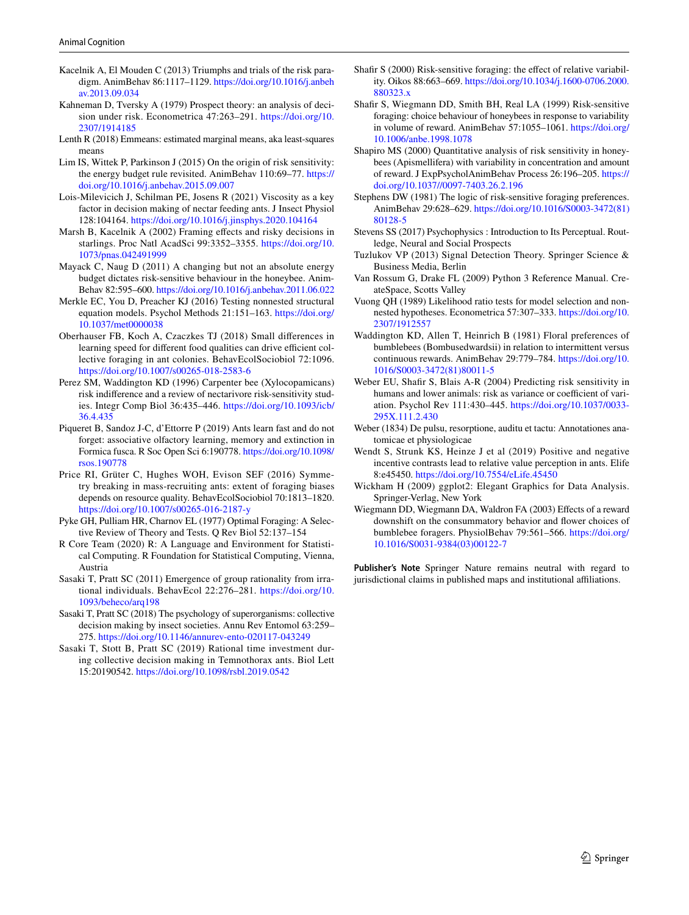Kacelnik A, El Mouden C (2013) Triumphs and trials of the risk paradigm. AnimBehav 86:1117–1129. https://doi.org/10.1016/j.anbehav.2013.09.034

Kahneman D, Tversky A (1979) Prospect theory: an analysis of decision under risk. Econometrica 47:263–291. https://doi.org/10.2307/1914185

Lenth R (2018) Emmeans: estimated marginal means, aka least-squares means

Lim IS, Wittek P, Parkinson J (2015) On the origin of risk sensitivity: the energy budget rule revisited. AnimBehav 110:69–77. https://doi.org/10.1016/j.anbehav.2015.09.007

Lois-Milevicich J, Schilman PE, Josens R (2021) Viscosity as a key factor in decision making of nectar feeding ants. J Insect Physiol 128:104164. https://doi.org/10.1016/j.jinsphys.2020.104164

Marsh B, Kacelnik A (2002) Framing effects and risky decisions in starlings. Proc Natl AcadSci 99:3352–3355. https://doi.org/10.1073/pnas.042491999

Mayack C, Naug D (2011) A changing but not an absolute energy budget dictates risk-sensitive behaviour in the honeybee. AnimBehav 82:595–600. https://doi.org/10.1016/j.anbehav.2011.06.022

Merkle EC, You D, Preacher KJ (2016) Testing nonnested structural equation models. Psychol Methods 21:151–163. https://doi.org/10.1037/met0000038

Oberhauser FB, Koch A, Czaczkes TJ (2018) Small differences in learning speed for different food qualities can drive efficient collective foraging in ant colonies. BehavEcolSociobiol 72:1096. https://doi.org/10.1007/s00265-018-2583-6

Perez SM, Waddington KD (1996) Carpenter bee (Xylocopamicans) risk indifference and a review of nectarivore risk-sensitivity studies. Integr Comp Biol 36:435–446. https://doi.org/10.1093/icb/36.4.435

Piqueret B, Sandoz J-C, d'Ettorre P (2019) Ants learn fast and do not forget: associative olfactory learning, memory and extinction in Formica fusca. R Soc Open Sci 6:190778. https://doi.org/10.1098/rsos.190778

Price RI, Grüter C, Hughes WOH, Evison SEF (2016) Symmetry breaking in mass-recruiting ants: extent of foraging biases depends on resource quality. BehavEcolSociobiol 70:1813–1820. https://doi.org/10.1007/s00265-016-2187-y

Pyke GH, Pulliam HR, Charnov EL (1977) Optimal Foraging: A Selective Review of Theory and Tests. Q Rev Biol 52:137–154

R Core Team (2020) R: A Language and Environment for Statistical Computing. R Foundation for Statistical Computing, Vienna, Austria

Sasaki T, Pratt SC (2011) Emergence of group rationality from irrational individuals. BehavEcol 22:276–281. https://doi.org/10.1093/beheco/arq198

Sasaki T, Pratt SC (2018) The psychology of superorganisms: collective decision making by insect societies. Annu Rev Entomol 63:259–275. https://doi.org/10.1146/annurev-ento-020117-043249

Sasaki T, Stott B, Pratt SC (2019) Rational time investment during collective decision making in Temnothorax ants. Biol Lett 15:20190542. https://doi.org/10.1098/rsbl.2019.0542

Shafir S (2000) Risk-sensitive foraging: the effect of relative variability. Oikos 88:663–669. https://doi.org/10.1034/j.1600-0706.2000.880323.x

Shafir S, Wiegmann DD, Smith BH, Real LA (1999) Risk-sensitive foraging: choice behaviour of honeybees in response to variability in volume of reward. AnimBehav 57:1055–1061. https://doi.org/10.1006/anbe.1998.1078

Shapiro MS (2000) Quantitative analysis of risk sensitivity in honeybees (Apismellifera) with variability in concentration and amount of reward. J ExpPsycholAnimBehav Process 26:196–205. https://doi.org/10.1037//0097-7403.26.2.196

Stephens DW (1981) The logic of risk-sensitive foraging preferences. AnimBehav 29:628–629. https://doi.org/10.1016/S0003-3472(81)80128-5

Stevens SS (2017) Psychophysics : Introduction to Its Perceptual. Routledge, Neural and Social Prospects

Tuzlukov VP (2013) Signal Detection Theory. Springer Science & Business Media, Berlin

Van Rossum G, Drake FL (2009) Python 3 Reference Manual. CreateSpace, Scotts Valley

Vuong QH (1989) Likelihood ratio tests for model selection and nonnested hypotheses. Econometrica 57:307–333. https://doi.org/10.2307/1912557

Waddington KD, Allen T, Heinrich B (1981) Floral preferences of bumblebees (Bombusedwardsii) in relation to intermittent versus continuous rewards. AnimBehav 29:779–784. https://doi.org/10.1016/S0003-3472(81)80011-5

Weber EU, Shafir S, Blais A-R (2004) Predicting risk sensitivity in humans and lower animals: risk as variance or coefficient of variation. Psychol Rev 111:430–445. https://doi.org/10.1037/0033-295X.111.2.430

Weber (1834) De pulsu, resorptione, auditu et tactu: Annotationes anatomicae et physiologicae

Wendt S, Strunk KS, Heinze J et al (2019) Positive and negative incentive contrasts lead to relative value perception in ants. Elife 8:e45450. https://doi.org/10.7554/eLife.45450

Wickham H (2009) ggplot2: Elegant Graphics for Data Analysis. Springer-Verlag, New York

Wiegmann DD, Wiegmann DA, Waldron FA (2003) Effects of a reward downshift on the consummatory behavior and flower choices of bumblebee foragers. PhysiolBehav 79:561–566. https://doi.org/10.1016/S0031-9384(03)00122-7

**Publisher's Note** Springer Nature remains neutral with regard to jurisdictional claims in published maps and institutional affiliations.